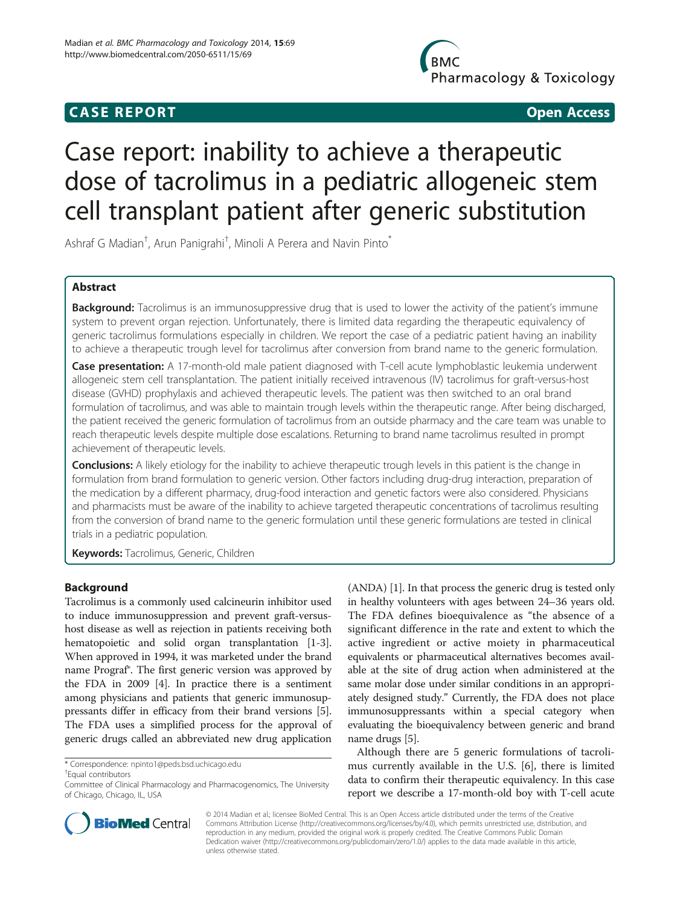**CASE REPORT** **Open Access**

# Case report: inability to achieve a therapeutic dose of tacrolimus in a pediatric allogeneic stem cell transplant patient after generic substitution

Ashraf G Madian[†], Arun Panigrahi[†], Minoli A Perera and Navin Pinto[*]

## Abstract

**Background:** Tacrolimus is an immunosuppressive drug that is used to lower the activity of the patient's immune system to prevent organ rejection. Unfortunately, there is limited data regarding the therapeutic equivalency of generic tacrolimus formulations especially in children. We report the case of a pediatric patient having an inability to achieve a therapeutic trough level for tacrolimus after conversion from brand name to the generic formulation.

**Case presentation:** A 17-month-old male patient diagnosed with T-cell acute lymphoblastic leukemia underwent allogeneic stem cell transplantation. The patient initially received intravenous (IV) tacrolimus for graft-versus-host disease (GVHD) prophylaxis and achieved therapeutic levels. The patient was then switched to an oral brand formulation of tacrolimus, and was able to maintain trough levels within the therapeutic range. After being discharged, the patient received the generic formulation of tacrolimus from an outside pharmacy and the care team was unable to reach therapeutic levels despite multiple dose escalations. Returning to brand name tacrolimus resulted in prompt achievement of therapeutic levels.

**Conclusions:** A likely etiology for the inability to achieve therapeutic trough levels in this patient is the change in formulation from brand formulation to generic version. Other factors including drug-drug interaction, preparation of the medication by a different pharmacy, drug-food interaction and genetic factors were also considered. Physicians and pharmacists must be aware of the inability to achieve targeted therapeutic concentrations of tacrolimus resulting from the conversion of brand name to the generic formulation until these generic formulations are tested in clinical trials in a pediatric population.

**Keywords:** Tacrolimus, Generic, Children

## Background

Tacrolimus is a commonly used calcineurin inhibitor used to induce immunosuppression and prevent graft-versus-host disease as well as rejection in patients receiving both hematopoietic and solid organ transplantation [1-3]. When approved in 1994, it was marketed under the brand name Prograf®. The first generic version was approved by the FDA in 2009 [4]. In practice there is a sentiment among physicians and patients that generic immunosuppressants differ in efficacy from their brand versions [5]. The FDA uses a simplified process for the approval of generic drugs called an abbreviated new drug application (ANDA) [1]. In that process the generic drug is tested only in healthy volunteers with ages between 24–36 years old. The FDA defines bioequivalence as "the absence of a significant difference in the rate and extent to which the active ingredient or active moiety in pharmaceutical equivalents or pharmaceutical alternatives becomes available at the site of drug action when administered at the same molar dose under similar conditions in an appropriately designed study." Currently, the FDA does not place immunosuppressants within a special category when evaluating the bioequivalency between generic and brand name drugs [5].

Although there are 5 generic formulations of tacrolimus currently available in the U.S. [6], there is limited data to confirm their therapeutic equivalency. In this case report we describe a 17-month-old boy with T-cell acute

\* Correspondence: npinto1@peds.bsd.uchicago.edu

†Equal contributors

Committee of Clinical Pharmacology and Pharmacogenomics, The University of Chicago, Chicago, IL, USA

© 2014 Madian et al.; licensee BioMed Central. This is an Open Access article distributed under the terms of the Creative Commons Attribution License (http://creativecommons.org/licenses/by/4.0), which permits unrestricted use, distribution, and reproduction in any medium, provided the original work is properly credited. The Creative Commons Public Domain Dedication waiver (http://creativecommons.org/publicdomain/zero/1.0/) applies to the data made available in this article, unless otherwise stated.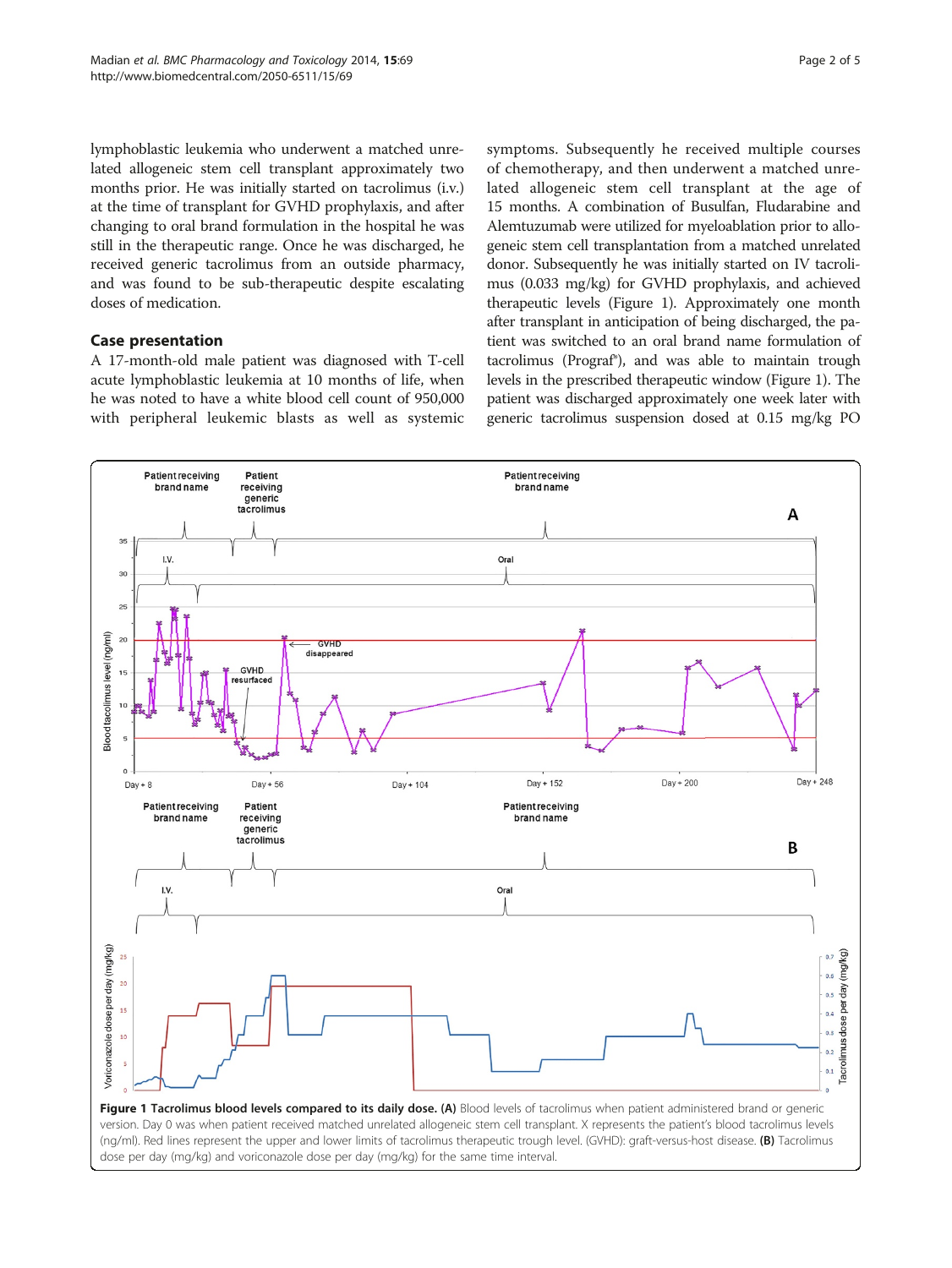lymphoblastic leukemia who underwent a matched unrelated allogeneic stem cell transplant approximately two months prior. He was initially started on tacrolimus (i.v.) at the time of transplant for GVHD prophylaxis, and after changing to oral brand formulation in the hospital he was still in the therapeutic range. Once he was discharged, he received generic tacrolimus from an outside pharmacy, and was found to be sub-therapeutic despite escalating doses of medication.

## Case presentation

A 17-month-old male patient was diagnosed with T-cell acute lymphoblastic leukemia at 10 months of life, when he was noted to have a white blood cell count of 950,000 with peripheral leukemic blasts as well as systemic symptoms. Subsequently he received multiple courses of chemotherapy, and then underwent a matched unrelated allogeneic stem cell transplant at the age of 15 months. A combination of Busulfan, Fludarabine and Alemtuzumab were utilized for myeloablation prior to allogeneic stem cell transplantation from a matched unrelated donor. Subsequently he was initially started on IV tacrolimus (0.033 mg/kg) for GVHD prophylaxis, and achieved therapeutic levels (Figure 1). Approximately one month after transplant in anticipation of being discharged, the patient was switched to an oral brand name formulation of tacrolimus (Prograf®), and was able to maintain trough levels in the prescribed therapeutic window (Figure 1). The patient was discharged approximately one week later with generic tacrolimus suspension dosed at 0.15 mg/kg PO

**Figure 1 Tacrolimus blood levels compared to its daily dose. (A)** Blood levels of tacrolimus when patient administered brand or generic version. Day 0 was when patient received matched unrelated allogeneic stem cell transplant. X represents the patient's blood tacrolimus levels (ng/ml). Red lines represent the upper and lower limits of tacrolimus therapeutic trough level. (GVHD): graft-versus-host disease. **(B)** Tacrolimus dose per day (mg/kg) and voriconazole dose per day (mg/kg) for the same time interval.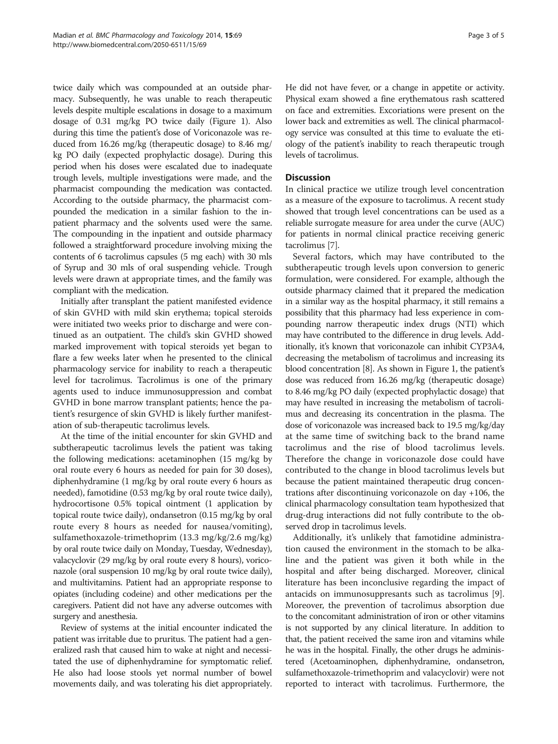twice daily which was compounded at an outside pharmacy. Subsequently, he was unable to reach therapeutic levels despite multiple escalations in dosage to a maximum dosage of 0.31 mg/kg PO twice daily (Figure 1). Also during this time the patient's dose of Voriconazole was reduced from 16.26 mg/kg (therapeutic dosage) to 8.46 mg/kg PO daily (expected prophylactic dosage). During this period when his doses were escalated due to inadequate trough levels, multiple investigations were made, and the pharmacist compounding the medication was contacted. According to the outside pharmacy, the pharmacist compounded the medication in a similar fashion to the inpatient pharmacy and the solvents used were the same. The compounding in the inpatient and outside pharmacy followed a straightforward procedure involving mixing the contents of 6 tacrolimus capsules (5 mg each) with 30 mls of Syrup and 30 mls of oral suspending vehicle. Trough levels were drawn at appropriate times, and the family was compliant with the medication.

Initially after transplant the patient manifested evidence of skin GVHD with mild skin erythema; topical steroids were initiated two weeks prior to discharge and were continued as an outpatient. The child's skin GVHD showed marked improvement with topical steroids yet began to flare a few weeks later when he presented to the clinical pharmacology service for inability to reach a therapeutic level for tacrolimus. Tacrolimus is one of the primary agents used to induce immunosuppression and combat GVHD in bone marrow transplant patients; hence the patient's resurgence of skin GVHD is likely further manifestation of sub-therapeutic tacrolimus levels.

At the time of the initial encounter for skin GVHD and subtherapeutic tacrolimus levels the patient was taking the following medications: acetaminophen (15 mg/kg by oral route every 6 hours as needed for pain for 30 doses), diphenhydramine (1 mg/kg by oral route every 6 hours as needed), famotidine (0.53 mg/kg by oral route twice daily), hydrocortisone 0.5% topical ointment (1 application by topical route twice daily), ondansetron (0.15 mg/kg by oral route every 8 hours as needed for nausea/vomiting), sulfamethoxazole-trimethoprim (13.3 mg/kg/2.6 mg/kg) by oral route twice daily on Monday, Tuesday, Wednesday), valacyclovir (29 mg/kg by oral route every 8 hours), voriconazole (oral suspension 10 mg/kg by oral route twice daily), and multivitamins. Patient had an appropriate response to opiates (including codeine) and other medications per the caregivers. Patient did not have any adverse outcomes with surgery and anesthesia.

Review of systems at the initial encounter indicated the patient was irritable due to pruritus. The patient had a generalized rash that caused him to wake at night and necessitated the use of diphenhydramine for symptomatic relief. He also had loose stools yet normal number of bowel movements daily, and was tolerating his diet appropriately. He did not have fever, or a change in appetite or activity. Physical exam showed a fine erythematous rash scattered on face and extremities. Excoriations were present on the lower back and extremities as well. The clinical pharmacology service was consulted at this time to evaluate the etiology of the patient's inability to reach therapeutic trough levels of tacrolimus.

## Discussion

In clinical practice we utilize trough level concentration as a measure of the exposure to tacrolimus. A recent study showed that trough level concentrations can be used as a reliable surrogate measure for area under the curve (AUC) for patients in normal clinical practice receiving generic tacrolimus [7].

Several factors, which may have contributed to the subtherapeutic trough levels upon conversion to generic formulation, were considered. For example, although the outside pharmacy claimed that it prepared the medication in a similar way as the hospital pharmacy, it still remains a possibility that this pharmacy had less experience in compounding narrow therapeutic index drugs (NTI) which may have contributed to the difference in drug levels. Additionally, it's known that voriconazole can inhibit CYP3A4, decreasing the metabolism of tacrolimus and increasing its blood concentration [8]. As shown in Figure 1, the patient's dose was reduced from 16.26 mg/kg (therapeutic dosage) to 8.46 mg/kg PO daily (expected prophylactic dosage) that may have resulted in increasing the metabolism of tacrolimus and decreasing its concentration in the plasma. The dose of voriconazole was increased back to 19.5 mg/kg/day at the same time of switching back to the brand name tacrolimus and the rise of blood tacrolimus levels. Therefore the change in voriconazole dose could have contributed to the change in blood tacrolimus levels but because the patient maintained therapeutic drug concentrations after discontinuing voriconazole on day +106, the clinical pharmacology consultation team hypothesized that drug-drug interactions did not fully contribute to the observed drop in tacrolimus levels.

Additionally, it's unlikely that famotidine administration caused the environment in the stomach to be alkaline and the patient was given it both while in the hospital and after being discharged. Moreover, clinical literature has been inconclusive regarding the impact of antacids on immunosuppresants such as tacrolimus [9]. Moreover, the prevention of tacrolimus absorption due to the concomitant administration of iron or other vitamins is not supported by any clinical literature. In addition to that, the patient received the same iron and vitamins while he was in the hospital. Finally, the other drugs he administered (Acetoaminophen, diphenhydramine, ondansetron, sulfamethoxazole-trimethoprim and valacyclovir) were not reported to interact with tacrolimus. Furthermore, the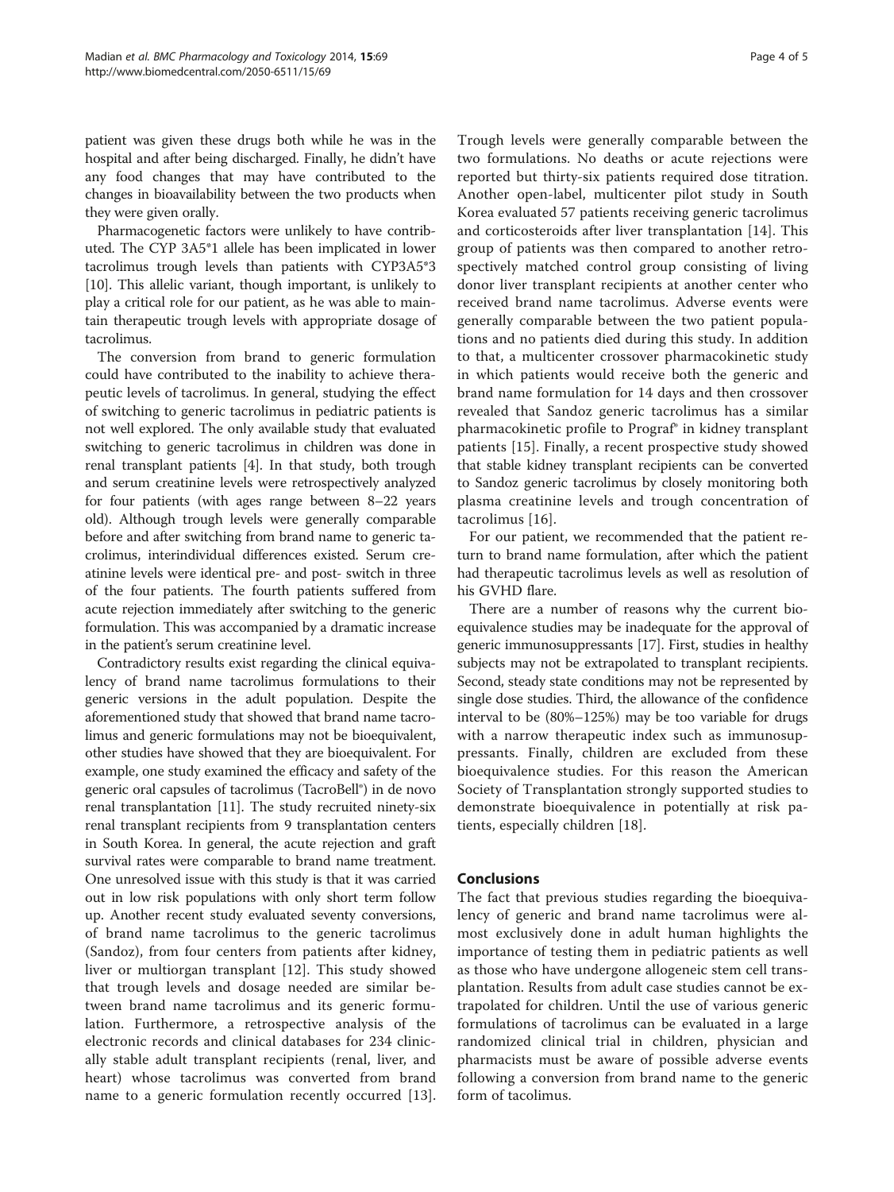patient was given these drugs both while he was in the hospital and after being discharged. Finally, he didn't have any food changes that may have contributed to the changes in bioavailability between the two products when they were given orally.

Pharmacogenetic factors were unlikely to have contributed. The CYP 3A5*1 allele has been implicated in lower tacrolimus trough levels than patients with CYP3A5*3 [10]. This allelic variant, though important, is unlikely to play a critical role for our patient, as he was able to maintain therapeutic trough levels with appropriate dosage of tacrolimus.

The conversion from brand to generic formulation could have contributed to the inability to achieve therapeutic levels of tacrolimus. In general, studying the effect of switching to generic tacrolimus in pediatric patients is not well explored. The only available study that evaluated switching to generic tacrolimus in children was done in renal transplant patients [4]. In that study, both trough and serum creatinine levels were retrospectively analyzed for four patients (with ages range between 8–22 years old). Although trough levels were generally comparable before and after switching from brand name to generic tacrolimus, interindividual differences existed. Serum creatinine levels were identical pre- and post- switch in three of the four patients. The fourth patients suffered from acute rejection immediately after switching to the generic formulation. This was accompanied by a dramatic increase in the patient's serum creatinine level.

Contradictory results exist regarding the clinical equivalency of brand name tacrolimus formulations to their generic versions in the adult population. Despite the aforementioned study that showed that brand name tacrolimus and generic formulations may not be bioequivalent, other studies have showed that they are bioequivalent. For example, one study examined the efficacy and safety of the generic oral capsules of tacrolimus (TacroBell®) in de novo renal transplantation [11]. The study recruited ninety-six renal transplant recipients from 9 transplantation centers in South Korea. In general, the acute rejection and graft survival rates were comparable to brand name treatment. One unresolved issue with this study is that it was carried out in low risk populations with only short term follow up. Another recent study evaluated seventy conversions, of brand name tacrolimus to the generic tacrolimus (Sandoz), from four centers from patients after kidney, liver or multiorgan transplant [12]. This study showed that trough levels and dosage needed are similar between brand name tacrolimus and its generic formulation. Furthermore, a retrospective analysis of the electronic records and clinical databases for 234 clinically stable adult transplant recipients (renal, liver, and heart) whose tacrolimus was converted from brand name to a generic formulation recently occurred [13]. Trough levels were generally comparable between the two formulations. No deaths or acute rejections were reported but thirty-six patients required dose titration. Another open-label, multicenter pilot study in South Korea evaluated 57 patients receiving generic tacrolimus and corticosteroids after liver transplantation [14]. This group of patients was then compared to another retrospectively matched control group consisting of living donor liver transplant recipients at another center who received brand name tacrolimus. Adverse events were generally comparable between the two patient populations and no patients died during this study. In addition to that, a multicenter crossover pharmacokinetic study in which patients would receive both the generic and brand name formulation for 14 days and then crossover revealed that Sandoz generic tacrolimus has a similar pharmacokinetic profile to Prograf® in kidney transplant patients [15]. Finally, a recent prospective study showed that stable kidney transplant recipients can be converted to Sandoz generic tacrolimus by closely monitoring both plasma creatinine levels and trough concentration of tacrolimus [16].

For our patient, we recommended that the patient return to brand name formulation, after which the patient had therapeutic tacrolimus levels as well as resolution of his GVHD flare.

There are a number of reasons why the current bioequivalence studies may be inadequate for the approval of generic immunosuppressants [17]. First, studies in healthy subjects may not be extrapolated to transplant recipients. Second, steady state conditions may not be represented by single dose studies. Third, the allowance of the confidence interval to be (80%–125%) may be too variable for drugs with a narrow therapeutic index such as immunosuppressants. Finally, children are excluded from these bioequivalence studies. For this reason the American Society of Transplantation strongly supported studies to demonstrate bioequivalence in potentially at risk patients, especially children [18].

## Conclusions

The fact that previous studies regarding the bioequivalency of generic and brand name tacrolimus were almost exclusively done in adult human highlights the importance of testing them in pediatric patients as well as those who have undergone allogeneic stem cell transplantation. Results from adult case studies cannot be extrapolated for children. Until the use of various generic formulations of tacrolimus can be evaluated in a large randomized clinical trial in children, physician and pharmacists must be aware of possible adverse events following a conversion from brand name to the generic form of tacolimus.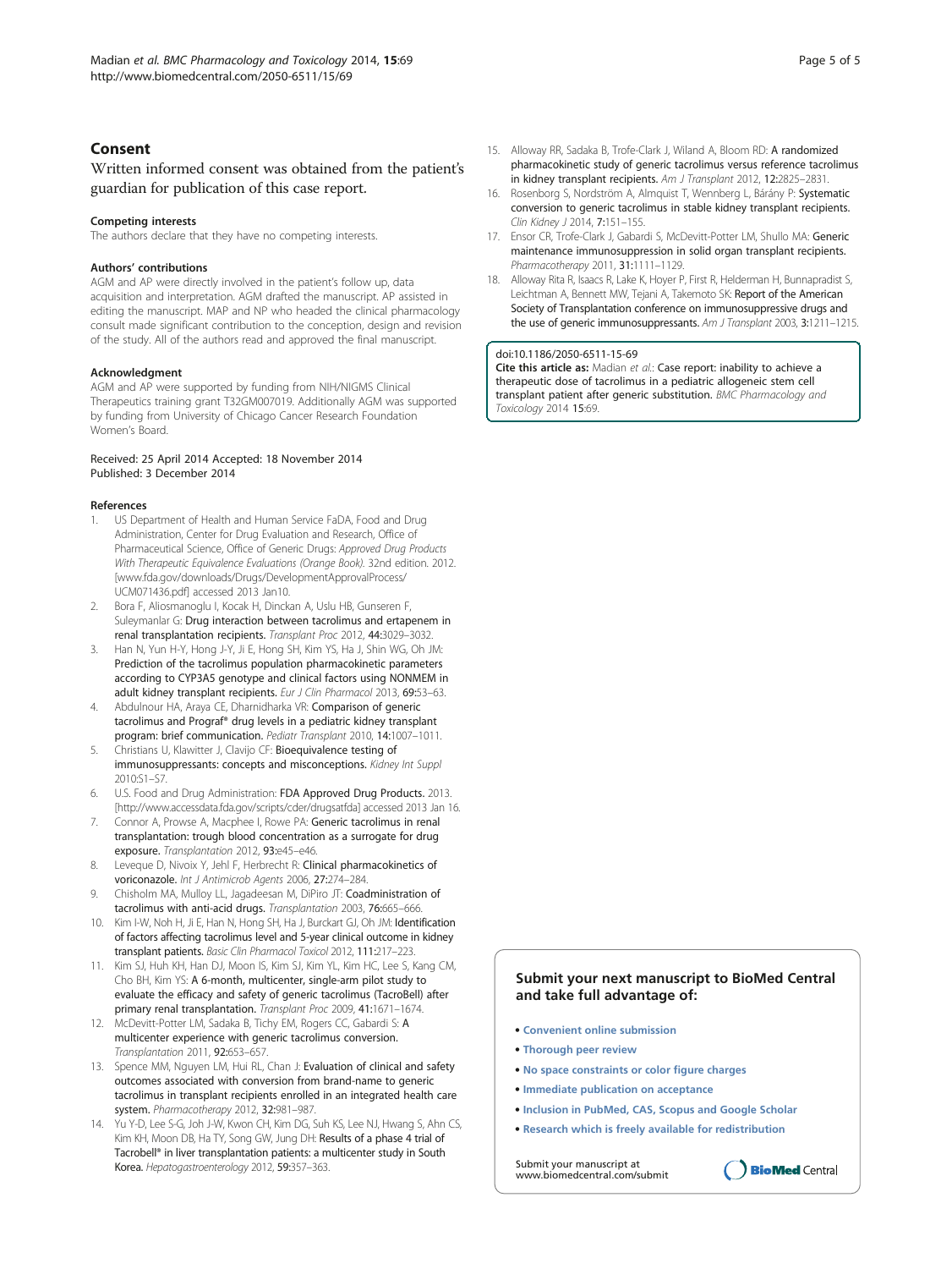## Consent

Written informed consent was obtained from the patient's guardian for publication of this case report.

### Competing interests

The authors declare that they have no competing interests.

### Authors' contributions

AGM and AP were directly involved in the patient's follow up, data acquisition and interpretation. AGM drafted the manuscript. AP assisted in editing the manuscript. MAP and NP who headed the clinical pharmacology consult made significant contribution to the conception, design and revision of the study. All of the authors read and approved the final manuscript.

### Acknowledgment

AGM and AP were supported by funding from NIH/NIGMS Clinical Therapeutics training grant T32GM007019. Additionally AGM was supported by funding from University of Chicago Cancer Research Foundation Women's Board.

Received: 25 April 2014 Accepted: 18 November 2014
Published: 3 December 2014

### References

1. US Department of Health and Human Service FaDA, Food and Drug Administration, Center for Drug Evaluation and Research, Office of Pharmaceutical Science, Office of Generic Drugs: *Approved Drug Products With Therapeutic Equivalence Evaluations (Orange Book).* 32nd edition. 2012. [www.fda.gov/downloads/Drugs/DevelopmentApprovalProcess/UCM071436.pdf] accessed 2013 Jan10.
2. Bora F, Aliosmanoglu I, Kocak H, Dinckan A, Uslu HB, Gunseren F, Suleymanlar G: **Drug interaction between tacrolimus and ertapenem in renal transplantation recipients.** *Transplant Proc* 2012, **44:**3029–3032.
3. Han N, Yun H-Y, Hong J-Y, Ji E, Hong SH, Kim YS, Ha J, Shin WG, Oh JM: **Prediction of the tacrolimus population pharmacokinetic parameters according to CYP3A5 genotype and clinical factors using NONMEM in adult kidney transplant recipients.** *Eur J Clin Pharmacol* 2013, **69:**53–63.
4. Abdulnour HA, Araya CE, Dharnidharka VR: **Comparison of generic tacrolimus and Prograf® drug levels in a pediatric kidney transplant program: brief communication.** *Pediatr Transplant* 2010, **14:**1007–1011.
5. Christians U, Klawitter J, Clavijo CF: **Bioequivalence testing of immunosuppressants: concepts and misconceptions.** *Kidney Int Suppl* 2010:S1–S7.
6. U.S. Food and Drug Administration: **FDA Approved Drug Products.** 2013. [http://www.accessdata.fda.gov/scripts/cder/drugsatfda] accessed 2013 Jan 16.
7. Connor A, Prowse A, Macphee I, Rowe PA: **Generic tacrolimus in renal transplantation: trough blood concentration as a surrogate for drug exposure.** *Transplantation* 2012, **93:**e45–e46.
8. Leveque D, Nivoix Y, Jehl F, Herbrecht R: **Clinical pharmacokinetics of voriconazole.** *Int J Antimicrob Agents* 2006, **27:**274–284.
9. Chisholm MA, Mulloy LL, Jagadeesan M, DiPiro JT: **Coadministration of tacrolimus with anti-acid drugs.** *Transplantation* 2003, **76:**665–666.
10. Kim I-W, Noh H, Ji E, Han N, Hong SH, Ha J, Burckart GJ, Oh JM: **Identification of factors affecting tacrolimus level and 5-year clinical outcome in kidney transplant patients.** *Basic Clin Pharmacol Toxicol* 2012, **111:**217–223.
11. Kim SJ, Huh KH, Han DJ, Moon IS, Kim SJ, Kim YL, Kim HC, Lee S, Kang CM, Cho BH, Kim YS: **A 6-month, multicenter, single-arm pilot study to evaluate the efficacy and safety of generic tacrolimus (TacroBell) after primary renal transplantation.** *Transplant Proc* 2009, **41:**1671–1674.
12. McDevitt-Potter LM, Sadaka B, Tichy EM, Rogers CC, Gabardi S: **A multicenter experience with generic tacrolimus conversion.** *Transplantation* 2011, **92:**653–657.
13. Spence MM, Nguyen LM, Hui RL, Chan J: **Evaluation of clinical and safety outcomes associated with conversion from brand-name to generic tacrolimus in transplant recipients enrolled in an integrated health care system.** *Pharmacotherapy* 2012, **32:**981–987.
14. Yu Y-D, Lee S-G, Joh J-W, Kwon CH, Kim DG, Suh KS, Lee NJ, Hwang S, Ahn CS, Kim KH, Moon DB, Ha TY, Song GW, Jung DH: **Results of a phase 4 trial of Tacrobell® in liver transplantation patients: a multicenter study in South Korea.** *Hepatogastroenterology* 2012, **59:**357–363.
15. Alloway RR, Sadaka B, Trofe-Clark J, Wiland A, Bloom RD: **A randomized pharmacokinetic study of generic tacrolimus versus reference tacrolimus in kidney transplant recipients.** *Am J Transplant* 2012, **12:**2825–2831.
16. Rosenborg S, Nordström A, Almquist T, Wennberg L, Bárány P: **Systematic conversion to generic tacrolimus in stable kidney transplant recipients.** *Clin Kidney J* 2014, **7:**151–155.
17. Ensor CR, Trofe-Clark J, Gabardi S, McDevitt-Potter LM, Shullo MA: **Generic maintenance immunosuppression in solid organ transplant recipients.** *Pharmacotherapy* 2011, **31:**1111–1129.
18. Alloway Rita R, Isaacs R, Lake K, Hoyer P, First R, Helderman H, Bunnapradist S, Leichtman A, Bennett MW, Tejani A, Takemoto SK: **Report of the American Society of Transplantation conference on immunosuppressive drugs and the use of generic immunosuppressants.** *Am J Transplant* 2003, **3:**1211–1215.

doi:10.1186/2050-6511-15-69

**Cite this article as:** Madian *et al.*: Case report: inability to achieve a therapeutic dose of tacrolimus in a pediatric allogeneic stem cell transplant patient after generic substitution. *BMC Pharmacology and Toxicology* 2014 **15**:69.